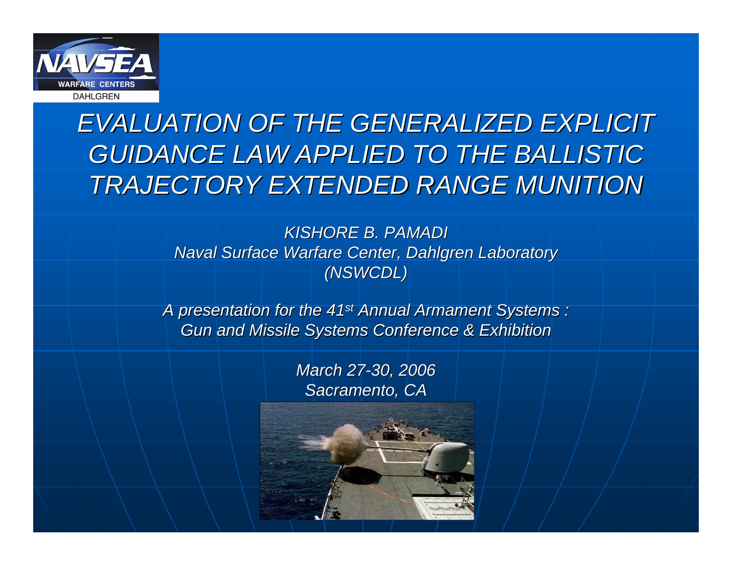NAVSEA WARFARE CENTERS DAHLGREN

# *EVALUATION OF THE GENERALIZED EXPLICIT GUIDANCE LAW APPLIED TO THE BALLISTIC TRAJECTORY EXTENDED RANGE MUNITION*

*KISHORE B. PAMADI*
*Naval Surface Warfare Center, Dahlgren Laboratory (NSWCDL)*

*A presentation for the 41st Annual Armament Systems : Gun and Missile Systems Conference & Exhibition*

*March 27-30, 2006*
*Sacramento, CA*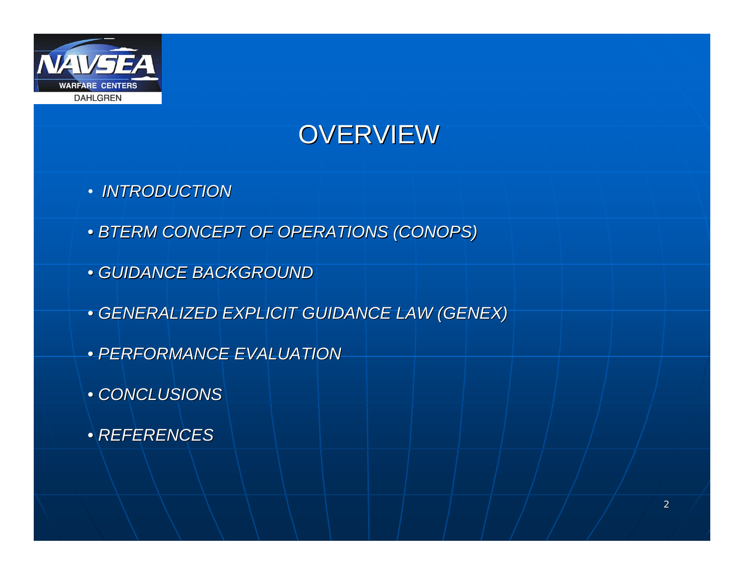# OVERVIEW

- *INTRODUCTION*
- *BTERM CONCEPT OF OPERATIONS (CONOPS)*
- *GUIDANCE BACKGROUND*
- *GENERALIZED EXPLICIT GUIDANCE LAW (GENEX)*
- *PERFORMANCE EVALUATION*
- *CONCLUSIONS*
- *REFERENCES*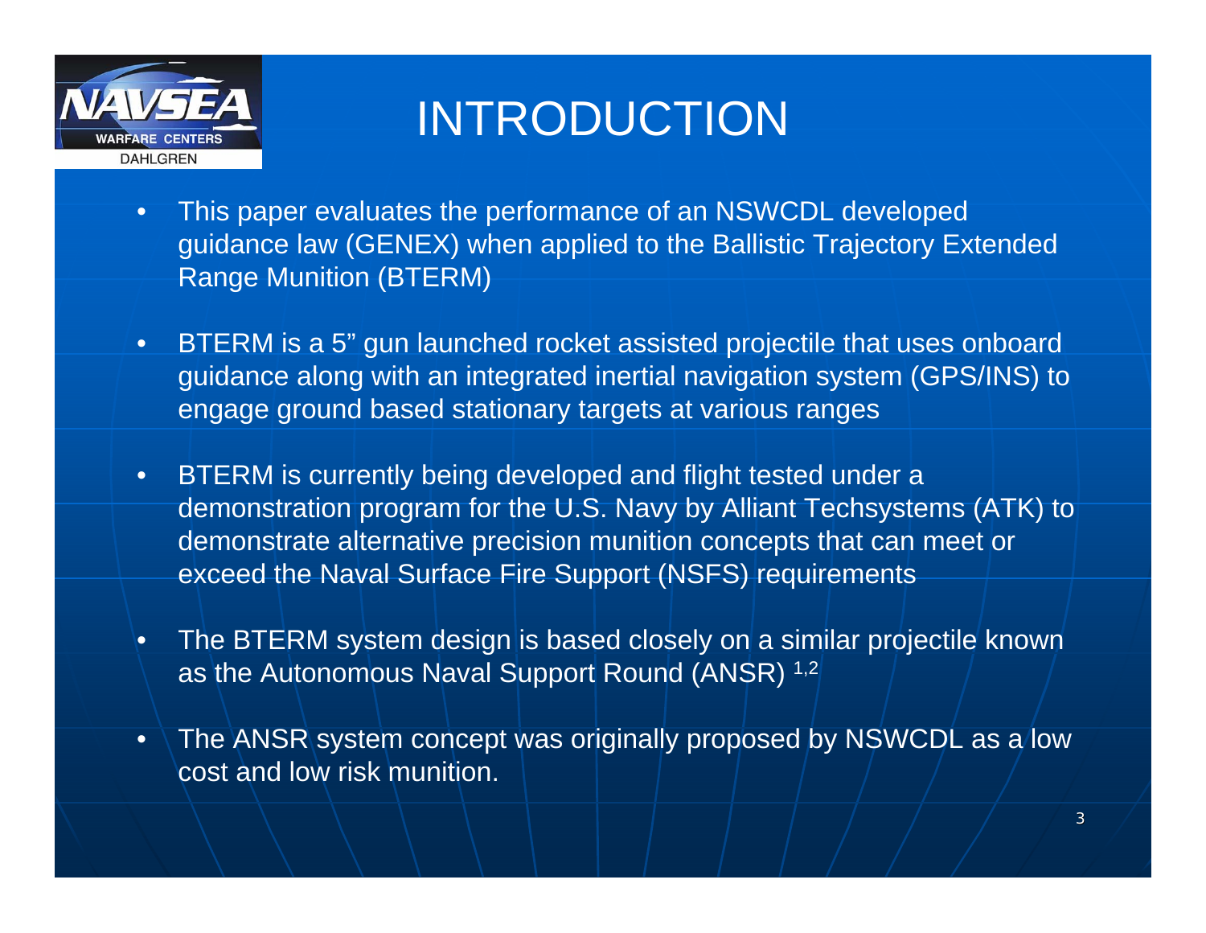# INTRODUCTION

- This paper evaluates the performance of an NSWCDL developed guidance law (GENEX) when applied to the Ballistic Trajectory Extended Range Munition (BTERM)
- BTERM is a 5" gun launched rocket assisted projectile that uses onboard guidance along with an integrated inertial navigation system (GPS/INS) to engage ground based stationary targets at various ranges
- BTERM is currently being developed and flight tested under a demonstration program for the U.S. Navy by Alliant Techsystems (ATK) to demonstrate alternative precision munition concepts that can meet or exceed the Naval Surface Fire Support (NSFS) requirements
- The BTERM system design is based closely on a similar projectile known as the Autonomous Naval Support Round (ANSR) [1,2]
- The ANSR system concept was originally proposed by NSWCDL as a low cost and low risk munition.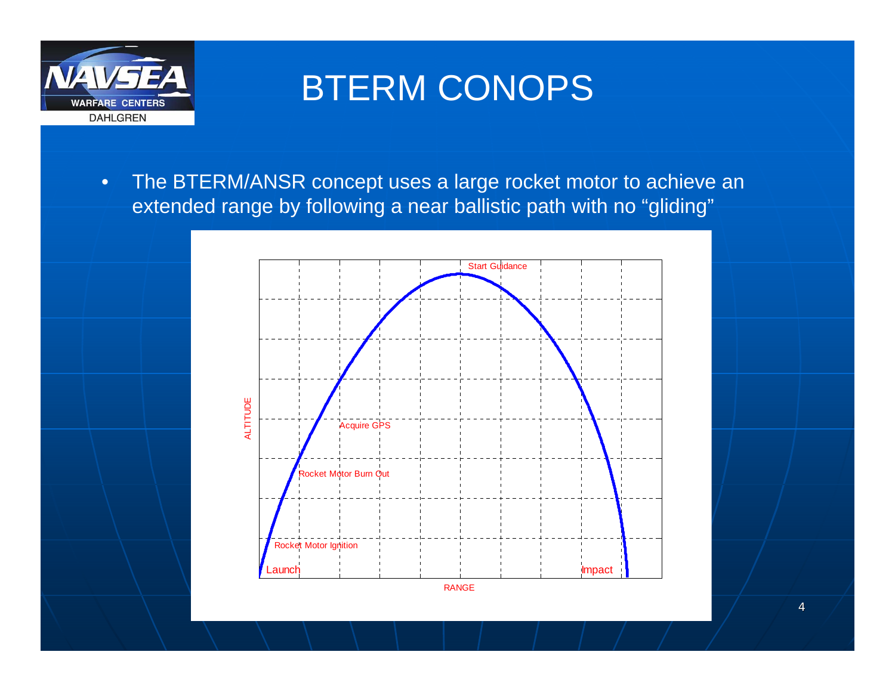# BTERM CONOPS

- The BTERM/ANSR concept uses a large rocket motor to achieve an extended range by following a near ballistic path with no "gliding"

Start Guidance

Acquire GPS

Rocket Motor Burn Out

Rocket Motor Ignition

Launch

Impact

ALTITUDE

RANGE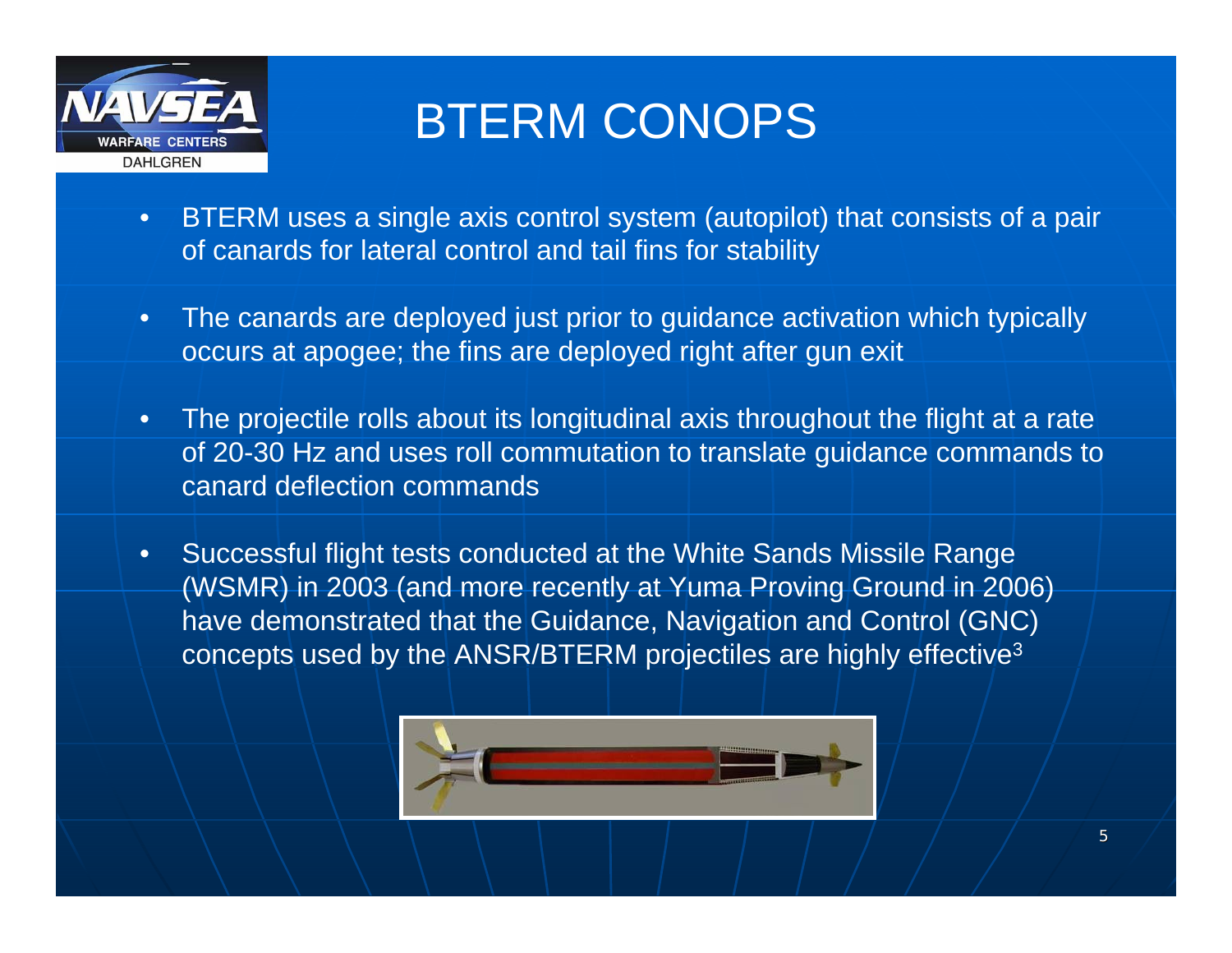# BTERM CONOPS

- BTERM uses a single axis control system (autopilot) that consists of a pair of canards for lateral control and tail fins for stability
- The canards are deployed just prior to guidance activation which typically occurs at apogee; the fins are deployed right after gun exit
- The projectile rolls about its longitudinal axis throughout the flight at a rate of 20-30 Hz and uses roll commutation to translate guidance commands to canard deflection commands
- Successful flight tests conducted at the White Sands Missile Range (WSMR) in 2003 (and more recently at Yuma Proving Ground in 2006) have demonstrated that the Guidance, Navigation and Control (GNC) concepts used by the ANSR/BTERM projectiles are highly effective[3]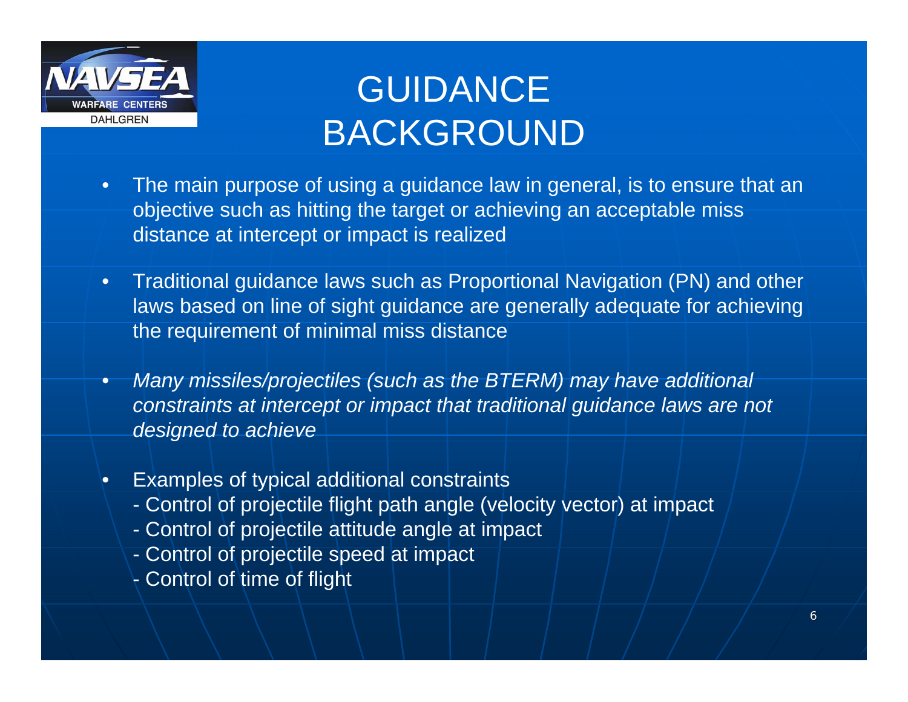# GUIDANCE BACKGROUND

- The main purpose of using a guidance law in general, is to ensure that an objective such as hitting the target or achieving an acceptable miss distance at intercept or impact is realized
- Traditional guidance laws such as Proportional Navigation (PN) and other laws based on line of sight guidance are generally adequate for achieving the requirement of minimal miss distance
- *Many missiles/projectiles (such as the BTERM) may have additional constraints at intercept or impact that traditional guidance laws are not designed to achieve*
- Examples of typical additional constraints
  - Control of projectile flight path angle (velocity vector) at impact
  - Control of projectile attitude angle at impact
  - Control of projectile speed at impact
  - Control of time of flight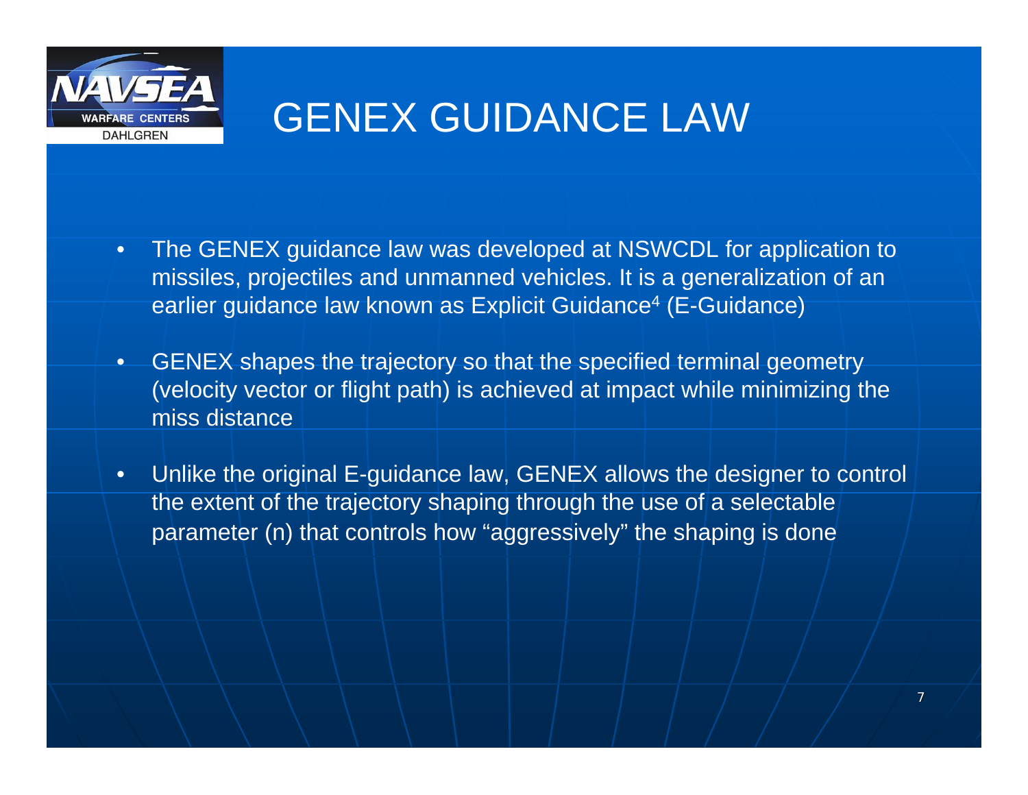# GENEX GUIDANCE LAW

- The GENEX guidance law was developed at NSWCDL for application to missiles, projectiles and unmanned vehicles. It is a generalization of an earlier guidance law known as Explicit Guidance[4] (E-Guidance)
- GENEX shapes the trajectory so that the specified terminal geometry (velocity vector or flight path) is achieved at impact while minimizing the miss distance
- Unlike the original E-guidance law, GENEX allows the designer to control the extent of the trajectory shaping through the use of a selectable parameter (n) that controls how "aggressively" the shaping is done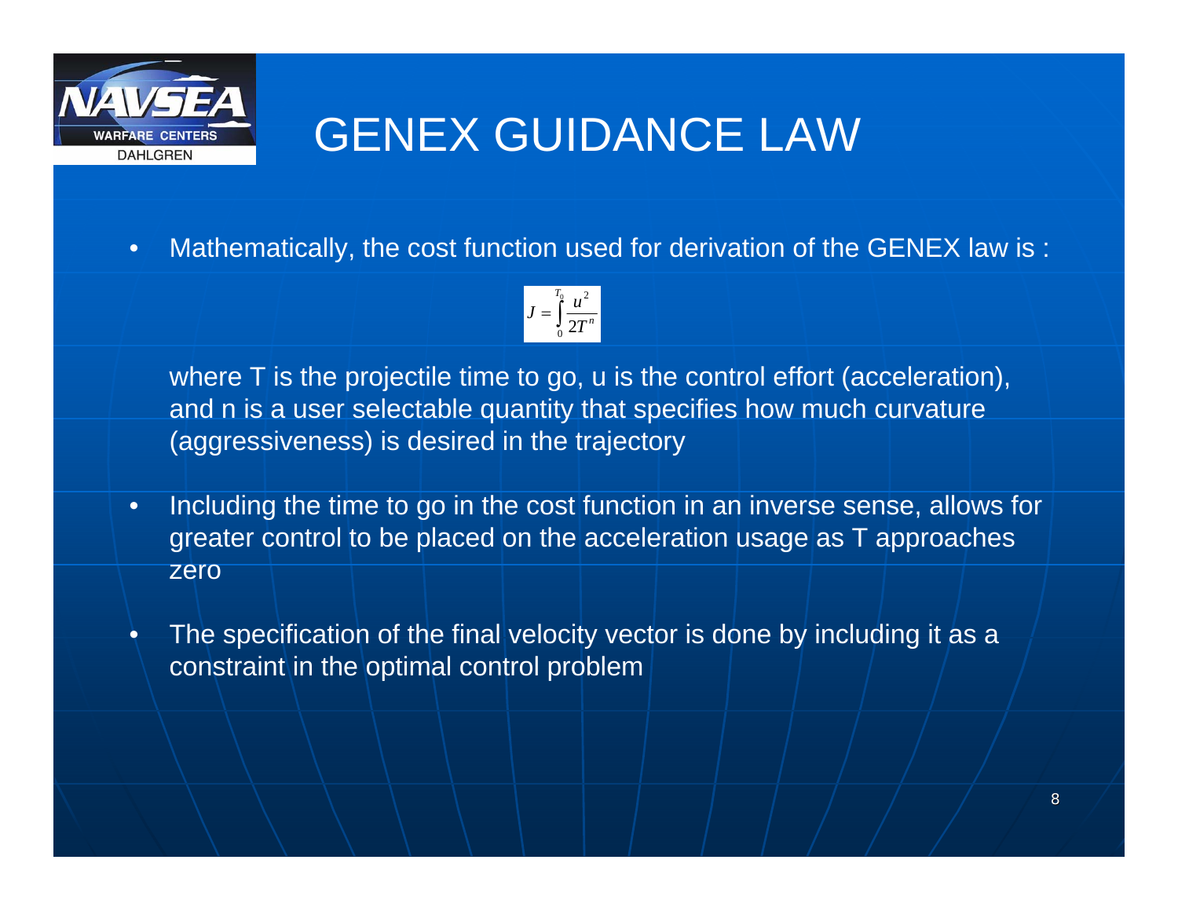# GENEX GUIDANCE LAW

- Mathematically, the cost function used for derivation of the GENEX law is :

$$J = \int_{0}^{T_0} \frac{u^2}{2T^n}$$

where T is the projectile time to go, u is the control effort (acceleration), and n is a user selectable quantity that specifies how much curvature (aggressiveness) is desired in the trajectory

- Including the time to go in the cost function in an inverse sense, allows for greater control to be placed on the acceleration usage as T approaches zero
- The specification of the final velocity vector is done by including it as a constraint in the optimal control problem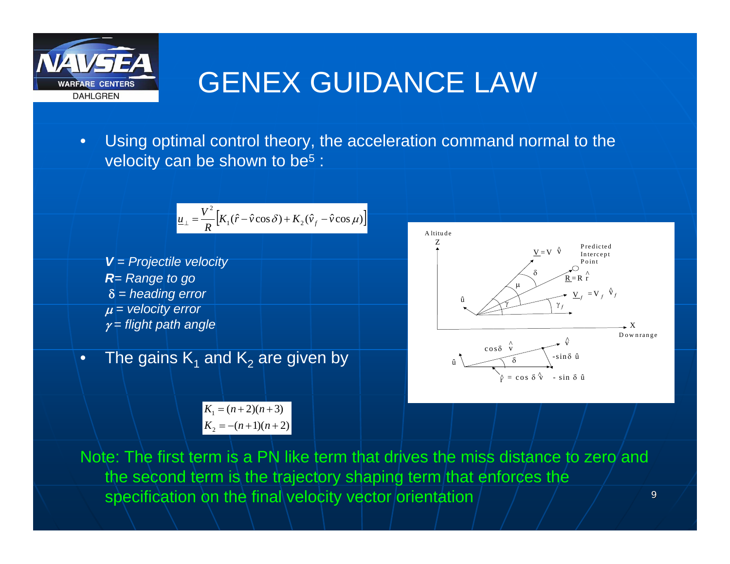# GENEX GUIDANCE LAW

- Using optimal control theory, the acceleration command normal to the velocity can be shown to be[5] :

$$\underline{u}_{\perp} = \frac{V^2}{R}\left[K_1(\hat{r} - \hat{v}\cos\delta) + K_2(\hat{v}_f - \hat{v}\cos\mu)\right]$$

***V*** *= Projectile velocity*
***R****= Range to go*
$\delta$ *= heading error*
$\mu$ *= velocity error*
$\gamma$ *= flight path angle*

- The gains $K_1$ and $K_2$ are given by

$$K_1 = (n+2)(n+3)$$
$$K_2 = -(n+1)(n+2)$$

Note: The first term is a PN like term that drives the miss distance to zero and the second term is the trajectory shaping term that enforces the specification on the final velocity vector orientation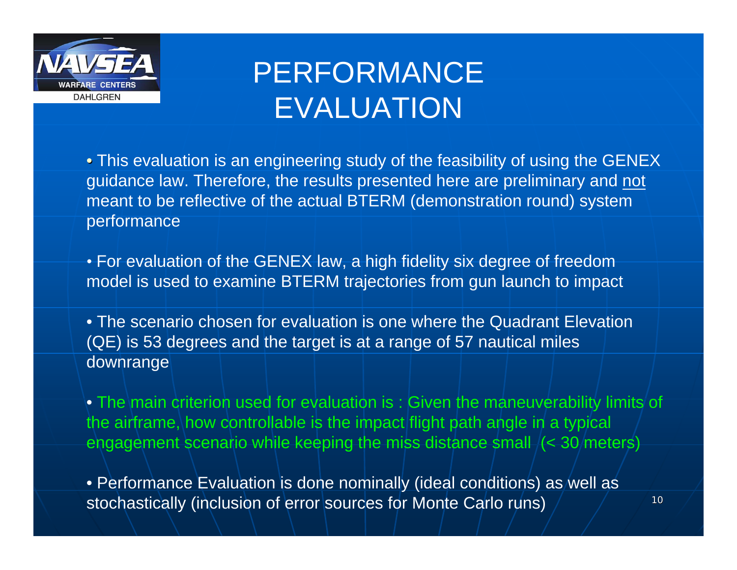# PERFORMANCE EVALUATION

- This evaluation is an engineering study of the feasibility of using the GENEX guidance law. Therefore, the results presented here are preliminary and <u>not</u> meant to be reflective of the actual BTERM (demonstration round) system performance

- For evaluation of the GENEX law, a high fidelity six degree of freedom model is used to examine BTERM trajectories from gun launch to impact

- The scenario chosen for evaluation is one where the Quadrant Elevation (QE) is 53 degrees and the target is at a range of 57 nautical miles downrange

- The main criterion used for evaluation is : Given the maneuverability limits of the airframe, how controllable is the impact flight path angle in a typical engagement scenario while keeping the miss distance small (< 30 meters)

- Performance Evaluation is done nominally (ideal conditions) as well as stochastically (inclusion of error sources for Monte Carlo runs)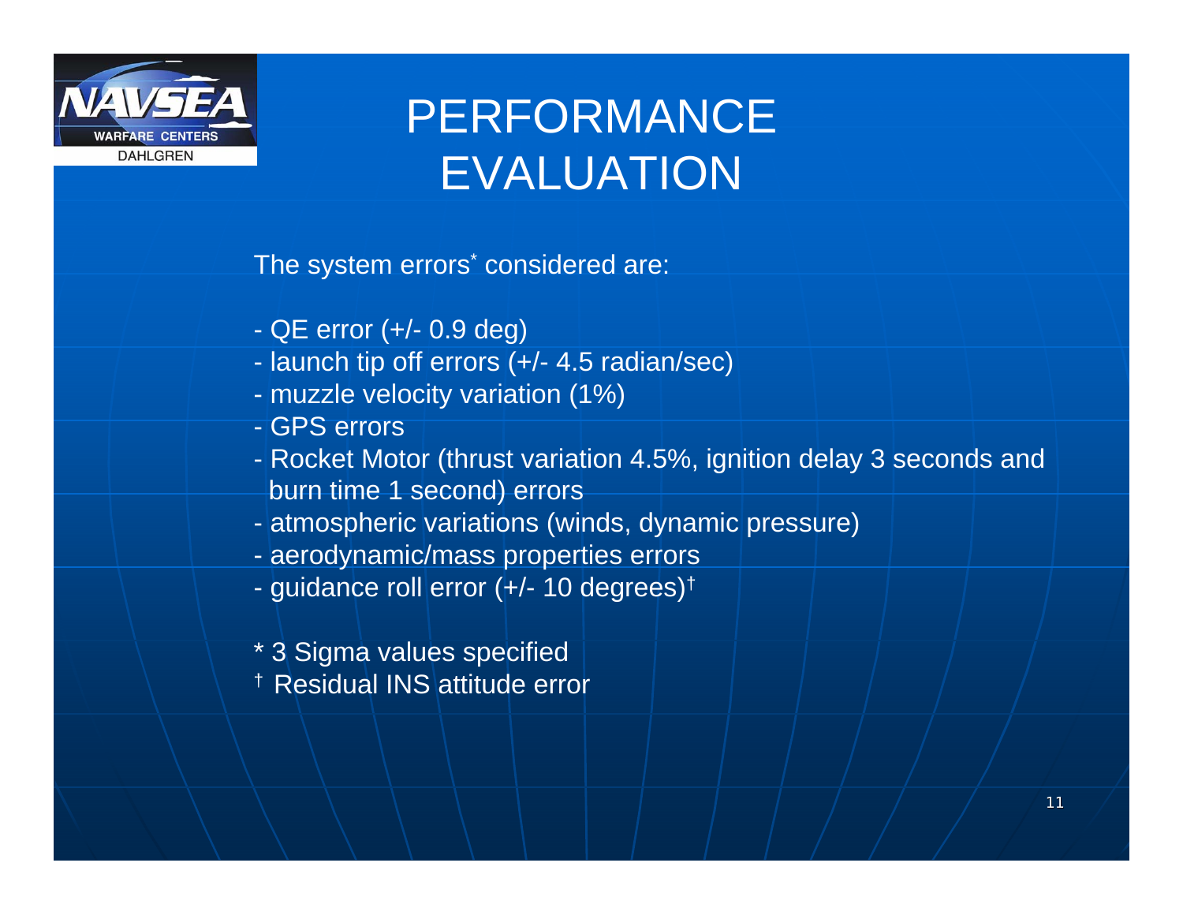# PERFORMANCE EVALUATION

The system errors* considered are:

- QE error (+/- 0.9 deg)
- launch tip off errors (+/- 4.5 radian/sec)
- muzzle velocity variation (1%)
- GPS errors
- Rocket Motor (thrust variation 4.5%, ignition delay 3 seconds and burn time 1 second) errors
- atmospheric variations (winds, dynamic pressure)
- aerodynamic/mass properties errors
- guidance roll error (+/- 10 degrees)†

\* 3 Sigma values specified

† Residual INS attitude error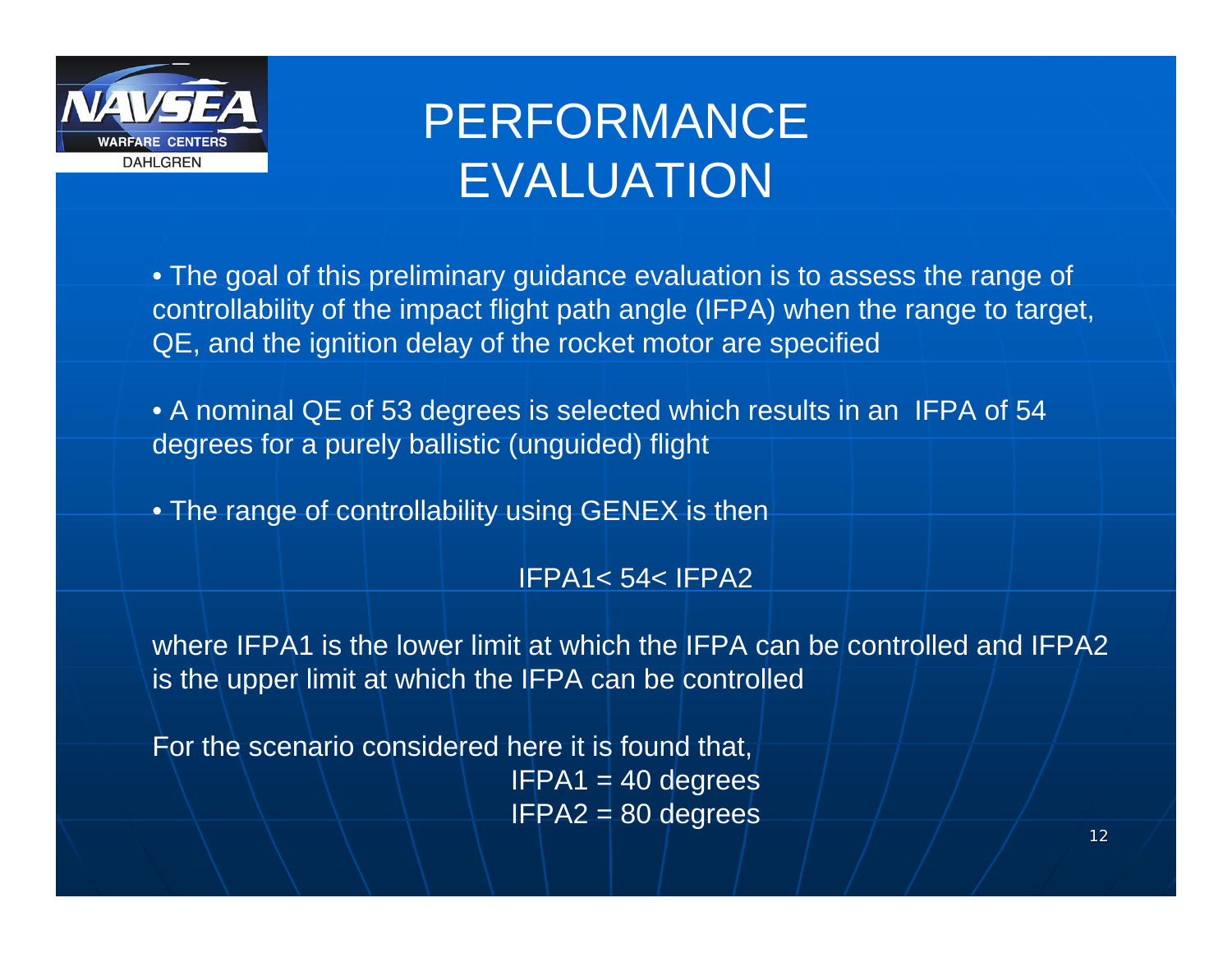# PERFORMANCE EVALUATION

- The goal of this preliminary guidance evaluation is to assess the range of controllability of the impact flight path angle (IFPA) when the range to target, QE, and the ignition delay of the rocket motor are specified

- A nominal QE of 53 degrees is selected which results in an IFPA of 54 degrees for a purely ballistic (unguided) flight

- The range of controllability using GENEX is then

$$IFPA1 < 54 < IFPA2$$

where IFPA1 is the lower limit at which the IFPA can be controlled and IFPA2 is the upper limit at which the IFPA can be controlled

For the scenario considered here it is found that,

$$IFPA1 = 40 \text{ degrees}$$
$$IFPA2 = 80 \text{ degrees}$$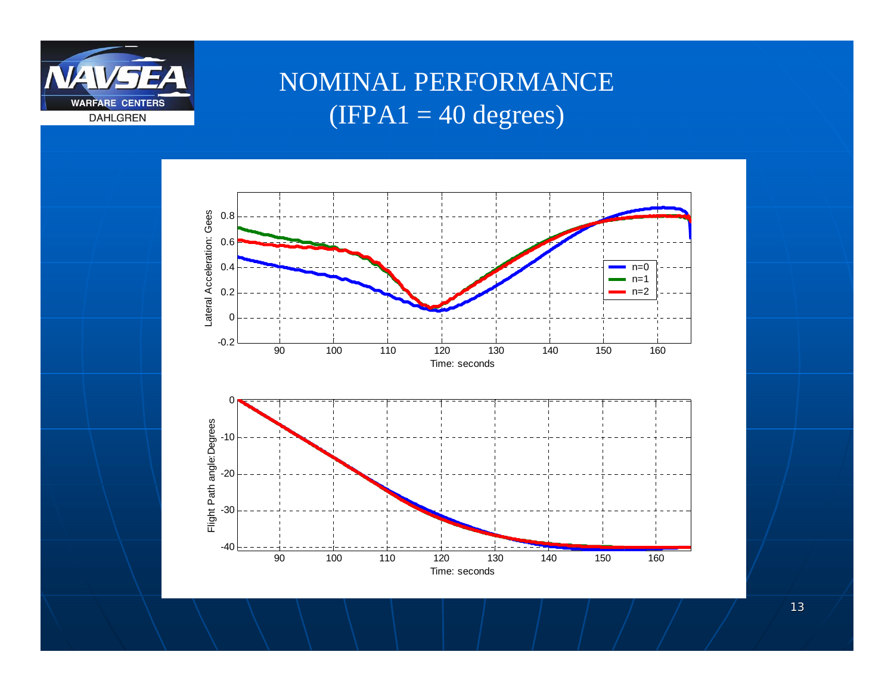# NOMINAL PERFORMANCE
# (IFPA1 = 40 degrees)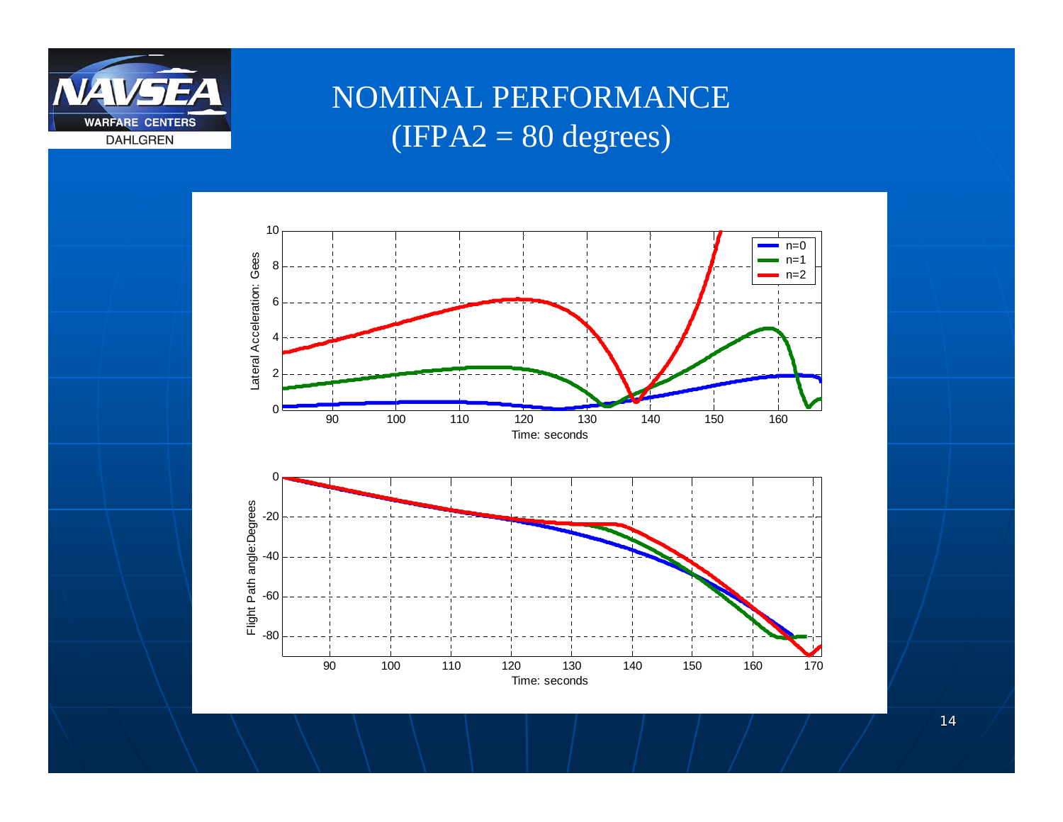# NOMINAL PERFORMANCE
# (IFPA2 = 80 degrees)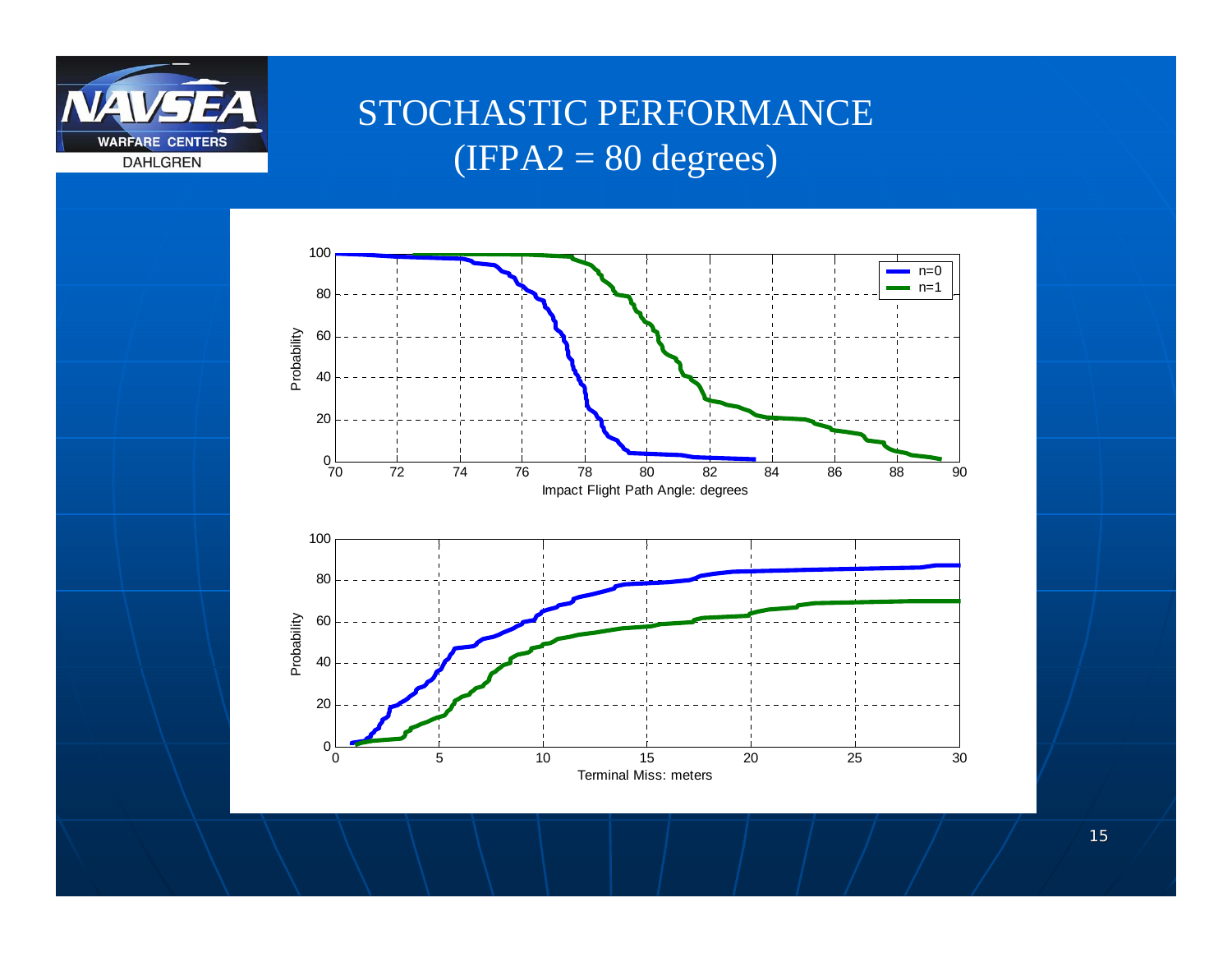# STOCHASTIC PERFORMANCE (IFPA2 = 80 degrees)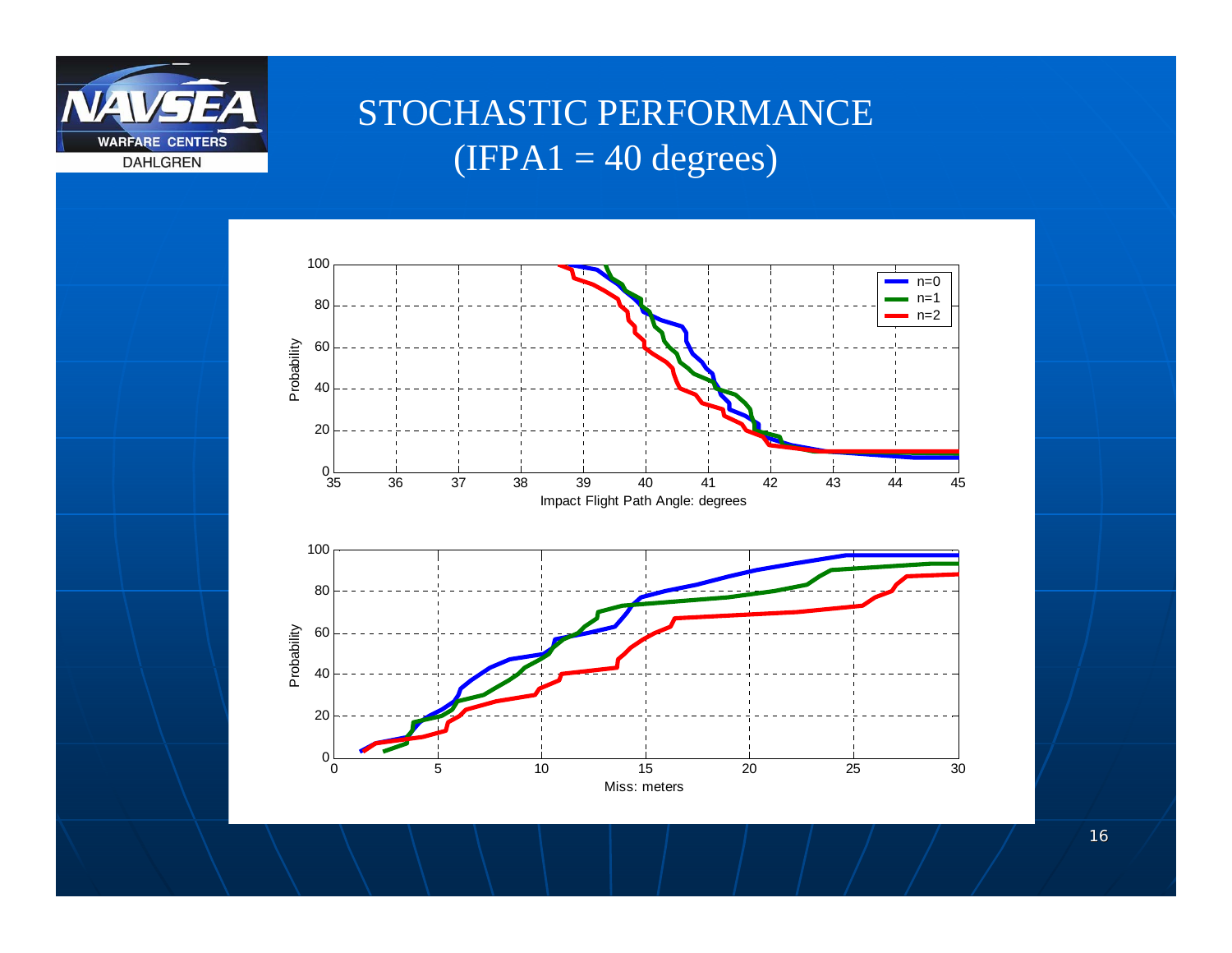# STOCHASTIC PERFORMANCE (IFPA1 = 40 degrees)

Impact Flight Path Angle: degrees

Miss: meters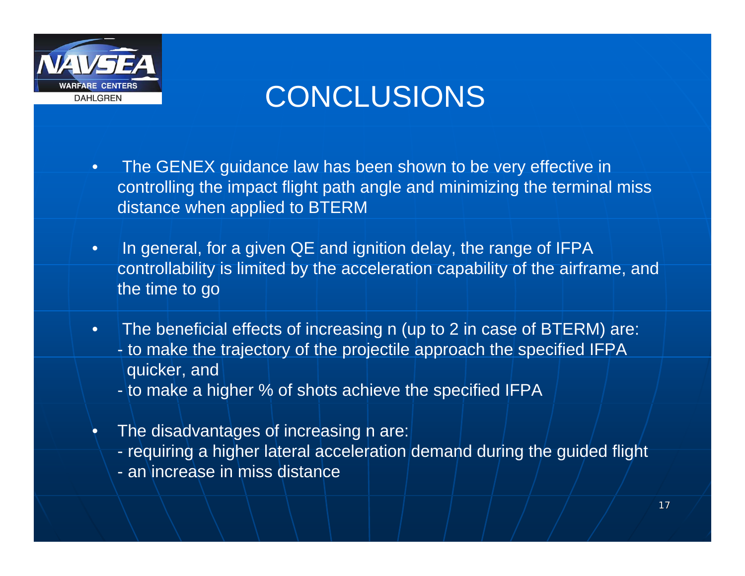# CONCLUSIONS

- The GENEX guidance law has been shown to be very effective in controlling the impact flight path angle and minimizing the terminal miss distance when applied to BTERM
- In general, for a given QE and ignition delay, the range of IFPA controllability is limited by the acceleration capability of the airframe, and the time to go
- The beneficial effects of increasing n (up to 2 in case of BTERM) are:
  - to make the trajectory of the projectile approach the specified IFPA quicker, and
  - to make a higher % of shots achieve the specified IFPA
- The disadvantages of increasing n are:
  - requiring a higher lateral acceleration demand during the guided flight
  - an increase in miss distance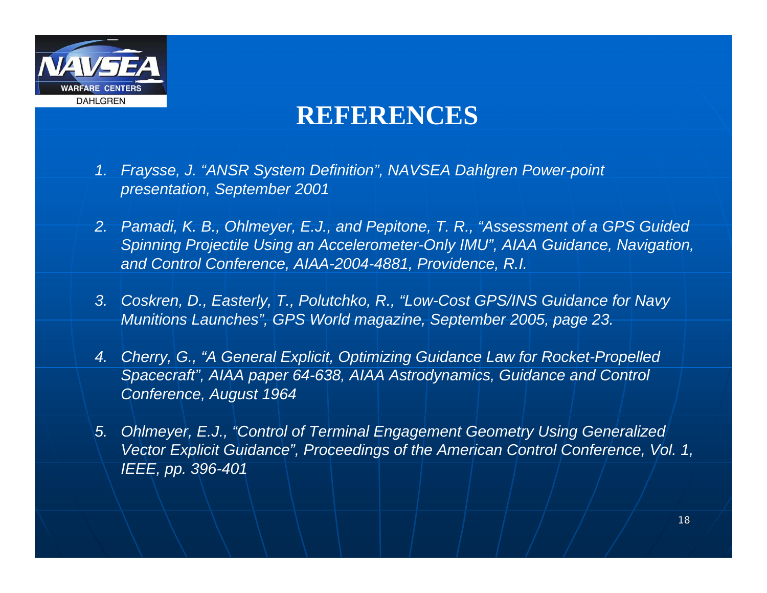# REFERENCES

1. *Fraysse, J. "ANSR System Definition", NAVSEA Dahlgren Power-point presentation, September 2001*
2. *Pamadi, K. B., Ohlmeyer, E.J., and Pepitone, T. R., "Assessment of a GPS Guided Spinning Projectile Using an Accelerometer-Only IMU", AIAA Guidance, Navigation, and Control Conference, AIAA-2004-4881, Providence, R.I.*
3. *Coskren, D., Easterly, T., Polutchko, R., "Low-Cost GPS/INS Guidance for Navy Munitions Launches", GPS World magazine, September 2005, page 23.*
4. *Cherry, G., "A General Explicit, Optimizing Guidance Law for Rocket-Propelled Spacecraft", AIAA paper 64-638, AIAA Astrodynamics, Guidance and Control Conference, August 1964*
5. *Ohlmeyer, E.J., "Control of Terminal Engagement Geometry Using Generalized Vector Explicit Guidance", Proceedings of the American Control Conference, Vol. 1, IEEE, pp. 396-401*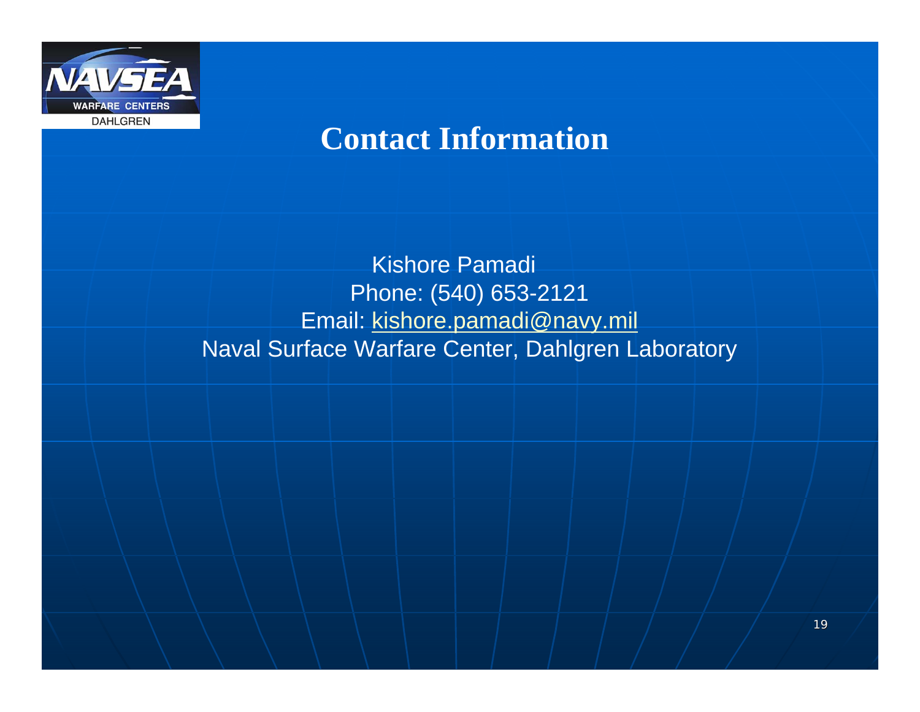# Contact Information

Kishore Pamadi
Phone: (540) 653-2121
Email: kishore.pamadi@navy.mil
Naval Surface Warfare Center, Dahlgren Laboratory